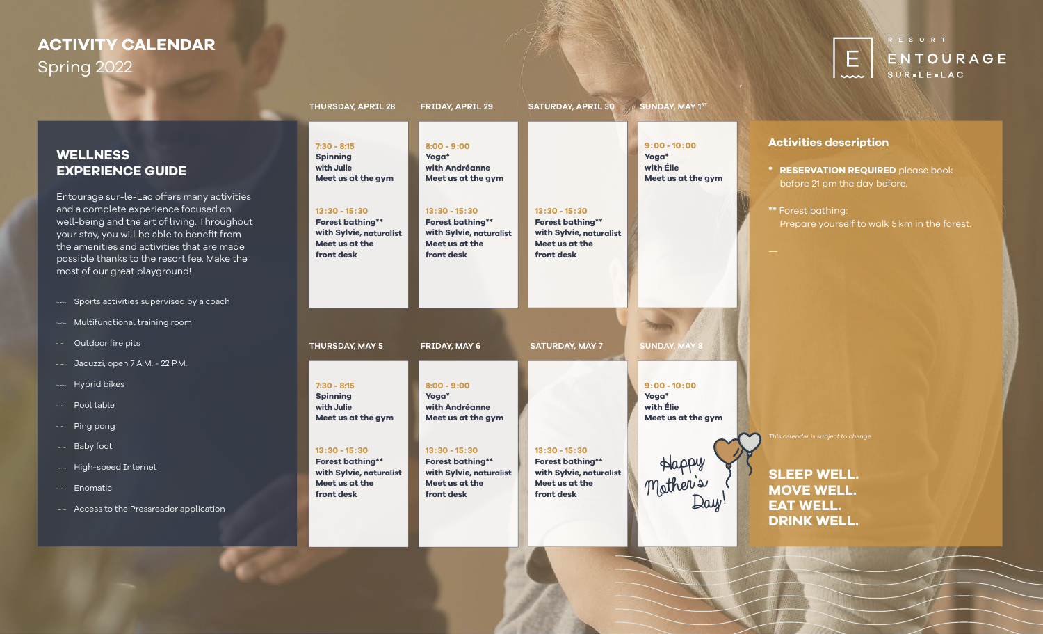# ACTIVITY CALENDAR

Spring 2022

RESORT ENTOURAGE SUR-LE-LAC

## WELLNESS EXPERIENCE GUIDE

Entourage sur-le-Lac offers many activities and a complete experience focused on well-being and the art of living. Throughout your stay, you will be able to benefit from the amenities and activities that are made possible thanks to the resort fee. Make the most of our great playground!

- Sports activities supervised by a coach
- Multifunctional training room
- Outdoor fire pits
- Jacuzzi, open 7 A.M. - 22 P.M.
- Hybrid bikes
- Pool table
- Ping pong
- Baby foot
- High-speed Internet
- Enomatic
- Access to the Pressreader application

| THURSDAY, APRIL 28 | FRIDAY, APRIL 29 | SATURDAY, APRIL 30 | SUNDAY, MAY 1ST |
|---|---|---|---|
| **7:30 - 8:15** Spinning with Julie Meet us at the gym | **8:00 - 9:00** Yoga* with Andréanne Meet us at the gym | | **9:00 - 10:00** Yoga* with Élie Meet us at the gym |
| **13:30 - 15:30** Forest bathing** with Sylvie, naturalist Meet us at the front desk | **13:30 - 15:30** Forest bathing** with Sylvie, naturalist Meet us at the front desk | **13:30 - 15:30** Forest bathing** with Sylvie, naturalist Meet us at the front desk | |

| THURSDAY, MAY 5 | FRIDAY, MAY 6 | SATURDAY, MAY 7 | SUNDAY, MAY 8 |
|---|---|---|---|
| **7:30 - 8:15** Spinning with Julie Meet us at the gym | **8:00 - 9:00** Yoga* with Andréanne Meet us at the gym | | **9:00 - 10:00** Yoga* with Élie Meet us at the gym |
| **13:30 - 15:30** Forest bathing** with Sylvie, naturalist Meet us at the front desk | **13:30 - 15:30** Forest bathing** with Sylvie, naturalist Meet us at the front desk | **13:30 - 15:30** Forest bathing** with Sylvie, naturalist Meet us at the front desk | Happy Mother's Day! |

## Activities description

\* **RESERVATION REQUIRED** please book before 21 pm the day before.

\*\* Forest bathing: Prepare yourself to walk 5 km in the forest.

—

*This calendar is subject to change.*

**SLEEP WELL.**
**MOVE WELL.**
**EAT WELL.**
**DRINK WELL.**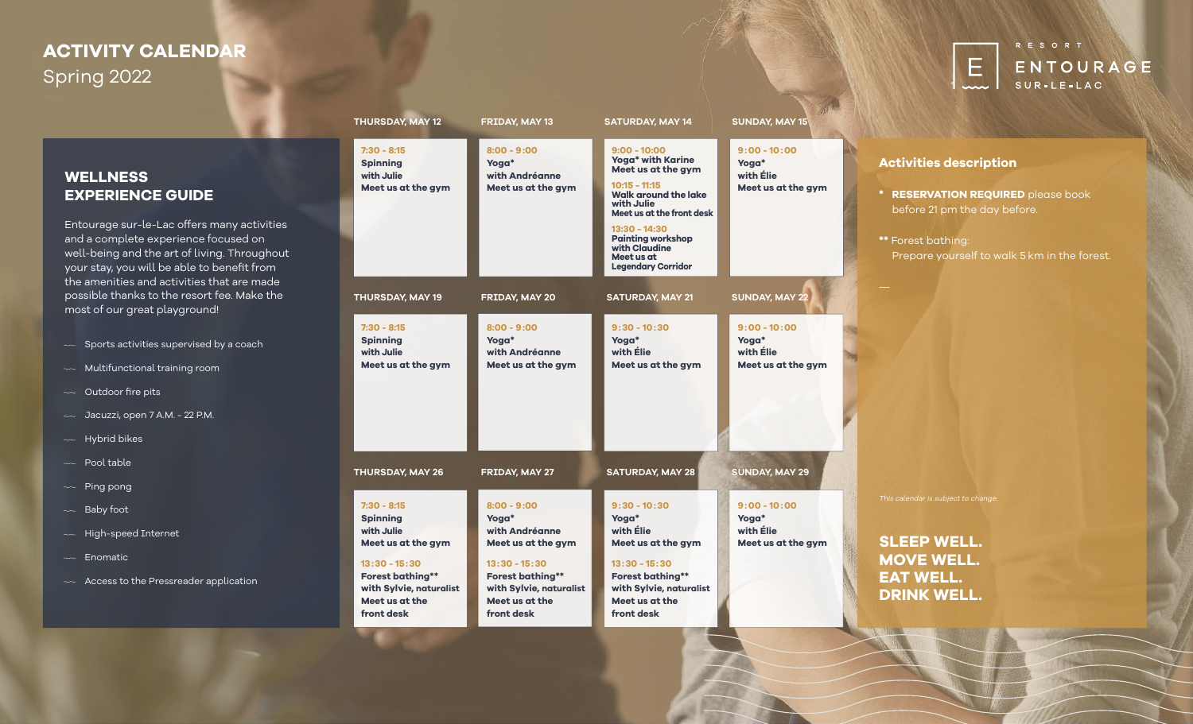# ACTIVITY CALENDAR

Spring 2022

RESORT ENTOURAGE SUR-LE-LAC

## WELLNESS EXPERIENCE GUIDE

Entourage sur-le-Lac offers many activities and a complete experience focused on well-being and the art of living. Throughout your stay, you will be able to benefit from the amenities and activities that are made possible thanks to the resort fee. Make the most of our great playground!

- Sports activities supervised by a coach
- Multifunctional training room
- Outdoor fire pits
- Jacuzzi, open 7 A.M. - 22 P.M.
- Hybrid bikes
- Pool table
- Ping pong
- Baby foot
- High-speed Internet
- Enomatic
- Access to the Pressreader application

| THURSDAY, MAY 12 | FRIDAY, MAY 13 | SATURDAY, MAY 14 | SUNDAY, MAY 15 |
|---|---|---|---|
| 7:30 - 8:15 **Spinning** with Julie Meet us at the gym | 8:00 - 9:00 **Yoga*** with Andréanne Meet us at the gym | 9:00 - 10:00 **Yoga* with Karine** Meet us at the gym<br>10:15 - 11:15 **Walk around the lake** with Julie Meet us at the front desk<br>13:30 - 14:30 **Painting workshop** with Claudine Meet us at Legendary Corridor | 9:00 - 10:00 **Yoga*** with Élie Meet us at the gym |

| THURSDAY, MAY 19 | FRIDAY, MAY 20 | SATURDAY, MAY 21 | SUNDAY, MAY 22 |
|---|---|---|---|
| 7:30 - 8:15 **Spinning** with Julie Meet us at the gym | 8:00 - 9:00 **Yoga*** with Andréanne Meet us at the gym | 9:30 - 10:30 **Yoga*** with Élie Meet us at the gym | 9:00 - 10:00 **Yoga*** with Élie Meet us at the gym |

| THURSDAY, MAY 26 | FRIDAY, MAY 27 | SATURDAY, MAY 28 | SUNDAY, MAY 29 |
|---|---|---|---|
| 7:30 - 8:15 **Spinning** with Julie Meet us at the gym<br>13:30 - 15:30 **Forest bathing**** with Sylvie, naturalist Meet us at the front desk | 8:00 - 9:00 **Yoga*** with Andréanne Meet us at the gym<br>13:30 - 15:30 **Forest bathing**** with Sylvie, naturalist Meet us at the front desk | 9:30 - 10:30 **Yoga*** with Élie Meet us at the gym<br>13:30 - 15:30 **Forest bathing**** with Sylvie, naturalist Meet us at the front desk | 9:00 - 10:00 **Yoga*** with Élie Meet us at the gym |

## Activities description

* **RESERVATION REQUIRED** please book before 21 pm the day before.

** Forest bathing: Prepare yourself to walk 5 km in the forest.

*This calendar is subject to change.*

**SLEEP WELL.
MOVE WELL.
EAT WELL.
DRINK WELL.**